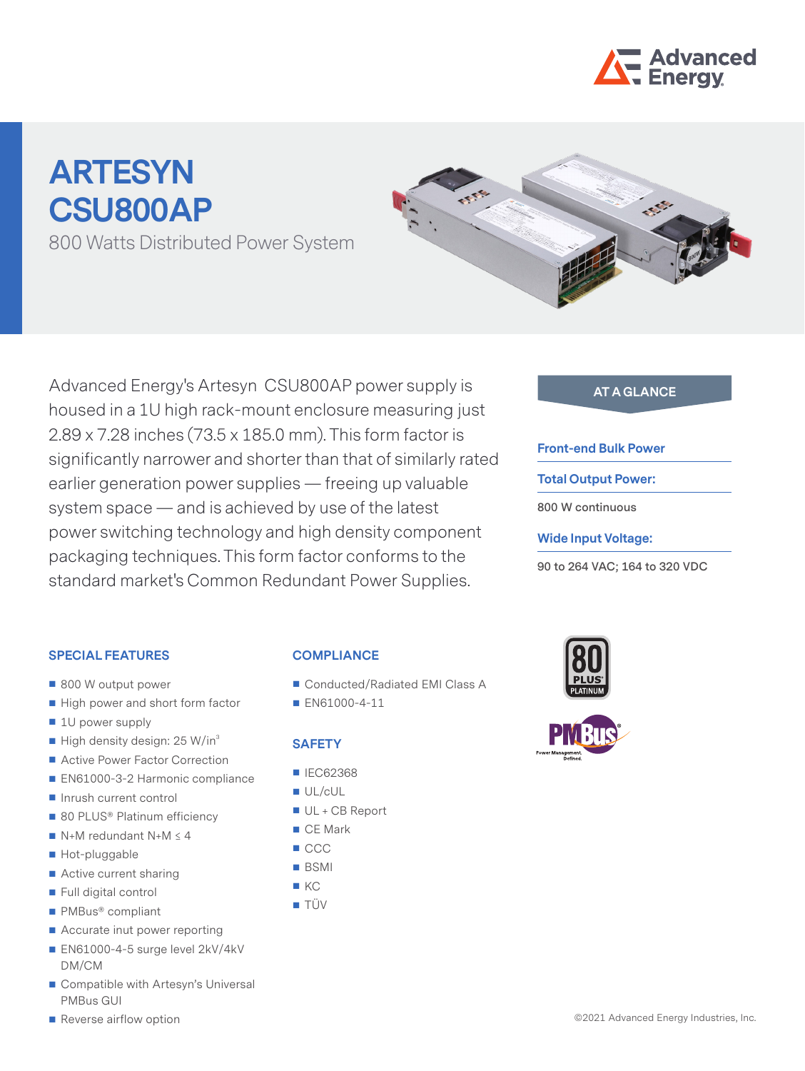# ARTESYN CSU800AP

800 Watts Distributed Power System

Advanced Energy's Artesyn  CSU800AP power supply is housed in a 1U high rack-mount enclosure measuring just 2.89 x 7.28 inches (73.5 x 185.0 mm). This form factor is significantly narrower and shorter than that of similarly rated earlier generation power supplies — freeing up valuable system space — and is achieved by use of the latest power switching technology and high density component packaging techniques. This form factor conforms to the standard market's Common Redundant Power Supplies.

## AT A GLANCE

**Front-end Bulk Power**

**Total Output Power:**

800 W continuous

**Wide Input Voltage:**

90 to 264 VAC; 164 to 320 VDC

## SPECIAL FEATURES

- 800 W output power
- High power and short form factor
- 1U power supply
- High density design: 25 W/in³
- Active Power Factor Correction
- EN61000-3-2 Harmonic compliance
- Inrush current control
- 80 PLUS® Platinum efficiency
- N+M redundant N+M ≤ 4
- Hot-pluggable
- Active current sharing
- Full digital control
- PMBus® compliant
- Accurate inut power reporting
- EN61000-4-5 surge level 2kV/4kV DM/CM
- Compatible with Artesyn's Universal PMBus GUI
- Reverse airflow option

## COMPLIANCE

- Conducted/Radiated EMI Class A
- EN61000-4-11

## SAFETY

- IEC62368
- UL/cUL
- UL + CB Report
- CE Mark
- CCC
- BSMI
- KC
- TÜV

©2021 Advanced Energy Industries, Inc.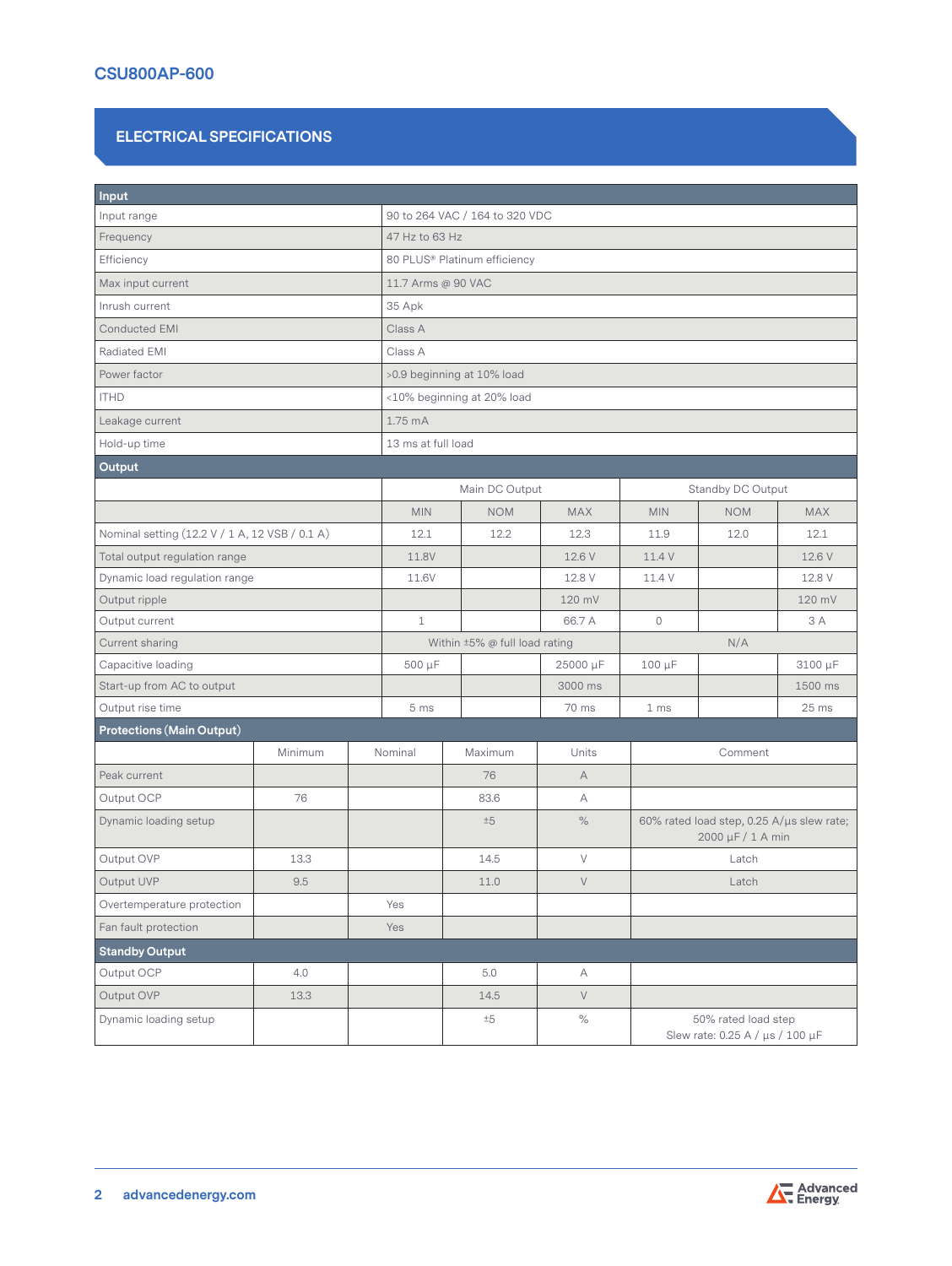## ELECTRICAL SPECIFICATIONS

| Input | |
|---|---|
| Input range | 90 to 264 VAC / 164 to 320 VDC |
| Frequency | 47 Hz to 63 Hz |
| Efficiency | 80 PLUS® Platinum efficiency |
| Max input current | 11.7 Arms @ 90 VAC |
| Inrush current | 35 Apk |
| Conducted EMI | Class A |
| Radiated EMI | Class A |
| Power factor | >0.9 beginning at 10% load |
| ITHD | <10% beginning at 20% load |
| Leakage current | 1.75 mA |
| Hold-up time | 13 ms at full load |

| Output | Main DC Output | | | Standby DC Output | | |
|---|---|---|---|---|---|---|
| | MIN | NOM | MAX | MIN | NOM | MAX |
| Nominal setting (12.2 V / 1 A, 12 VSB / 0.1 A) | 12.1 | 12.2 | 12.3 | 11.9 | 12.0 | 12.1 |
| Total output regulation range | 11.8V | | 12.6 V | 11.4 V | | 12.6 V |
| Dynamic load regulation range | 11.6V | | 12.8 V | 11.4 V | | 12.8 V |
| Output ripple | | | 120 mV | | | 120 mV |
| Output current | 1 | | 66.7 A | 0 | | 3 A |
| Current sharing | Within ±5% @ full load rating | | | N/A | | |
| Capacitive loading | 500 µF | | 25000 µF | 100 µF | | 3100 µF |
| Start-up from AC to output | | | 3000 ms | | | 1500 ms |
| Output rise time | 5 ms | | 70 ms | 1 ms | | 25 ms |

| Protections (Main Output) | Minimum | Nominal | Maximum | Units | Comment |
|---|---|---|---|---|---|
| Peak current | | | 76 | A | |
| Output OCP | 76 | | 83.6 | A | |
| Dynamic loading setup | | | ±5 | % | 60% rated load step, 0.25 A/µs slew rate; 2000 µF / 1 A min |
| Output OVP | 13.3 | | 14.5 | V | Latch |
| Output UVP | 9.5 | | 11.0 | V | Latch |
| Overtemperature protection | | Yes | | | |
| Fan fault protection | | Yes | | | |
| **Standby Output** | | | | | |
| Output OCP | 4.0 | | 5.0 | A | |
| Output OVP | 13.3 | | 14.5 | V | |
| Dynamic loading setup | | | ±5 | % | 50% rated load step Slew rate: 0.25 A / µs / 100 µF |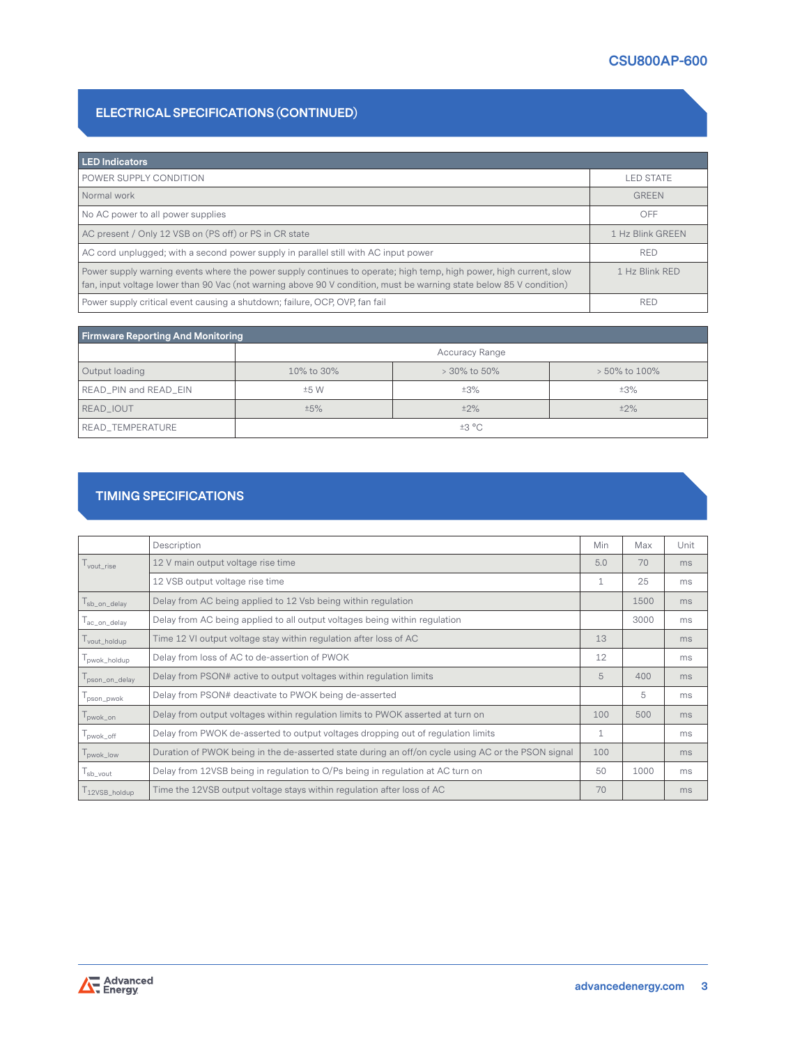## ELECTRICAL SPECIFICATIONS (CONTINUED)

| LED Indicators | |
|---|---|
| POWER SUPPLY CONDITION | LED STATE |
| Normal work | GREEN |
| No AC power to all power supplies | OFF |
| AC present / Only 12 VSB on (PS off) or PS in CR state | 1 Hz Blink GREEN |
| AC cord unplugged; with a second power supply in parallel still with AC input power | RED |
| Power supply warning events where the power supply continues to operate; high temp, high power, high current, slow fan, input voltage lower than 90 Vac (not warning above 90 V condition, must be warning state below 85 V condition) | 1 Hz Blink RED |
| Power supply critical event causing a shutdown; failure, OCP, OVP, fan fail | RED |

| Firmware Reporting And Monitoring | | | |
|---|---|---|---|
| | Accuracy Range | | |
| Output loading | 10% to 30% | > 30% to 50% | > 50% to 100% |
| READ_PIN and READ_EIN | ±5 W | ±3% | ±3% |
| READ_IOUT | ±5% | ±2% | ±2% |
| READ_TEMPERATURE | ±3 °C | | |

## TIMING SPECIFICATIONS

| | Description | Min | Max | Unit |
|---|---|---|---|---|
| $T_{vout\_rise}$ | 12 V main output voltage rise time | 5.0 | 70 | ms |
| | 12 VSB output voltage rise time | 1 | 25 | ms |
| $T_{sb\_on\_delay}$ | Delay from AC being applied to 12 Vsb being within regulation | | 1500 | ms |
| $T_{ac\_on\_delay}$ | Delay from AC being applied to all output voltages being within regulation | | 3000 | ms |
| $T_{vout\_holdup}$ | Time 12 Vl output voltage stay within regulation after loss of AC | 13 | | ms |
| $T_{pwok\_holdup}$ | Delay from loss of AC to de-assertion of PWOK | 12 | | ms |
| $T_{pson\_on\_delay}$ | Delay from PSON# active to output voltages within regulation limits | 5 | 400 | ms |
| $T_{pson\_pwok}$ | Delay from PSON# deactivate to PWOK being de-asserted | | 5 | ms |
| $T_{pwok\_on}$ | Delay from output voltages within regulation limits to PWOK asserted at turn on | 100 | 500 | ms |
| $T_{pwok\_off}$ | Delay from PWOK de-asserted to output voltages dropping out of regulation limits | 1 | | ms |
| $T_{pwok\_low}$ | Duration of PWOK being in the de-asserted state during an off/on cycle using AC or the PSON signal | 100 | | ms |
| $T_{sb\_vout}$ | Delay from 12VSB being in regulation to O/Ps being in regulation at AC turn on | 50 | 1000 | ms |
| $T_{12VSB\_holdup}$ | Time the 12VSB output voltage stays within regulation after loss of AC | 70 | | ms |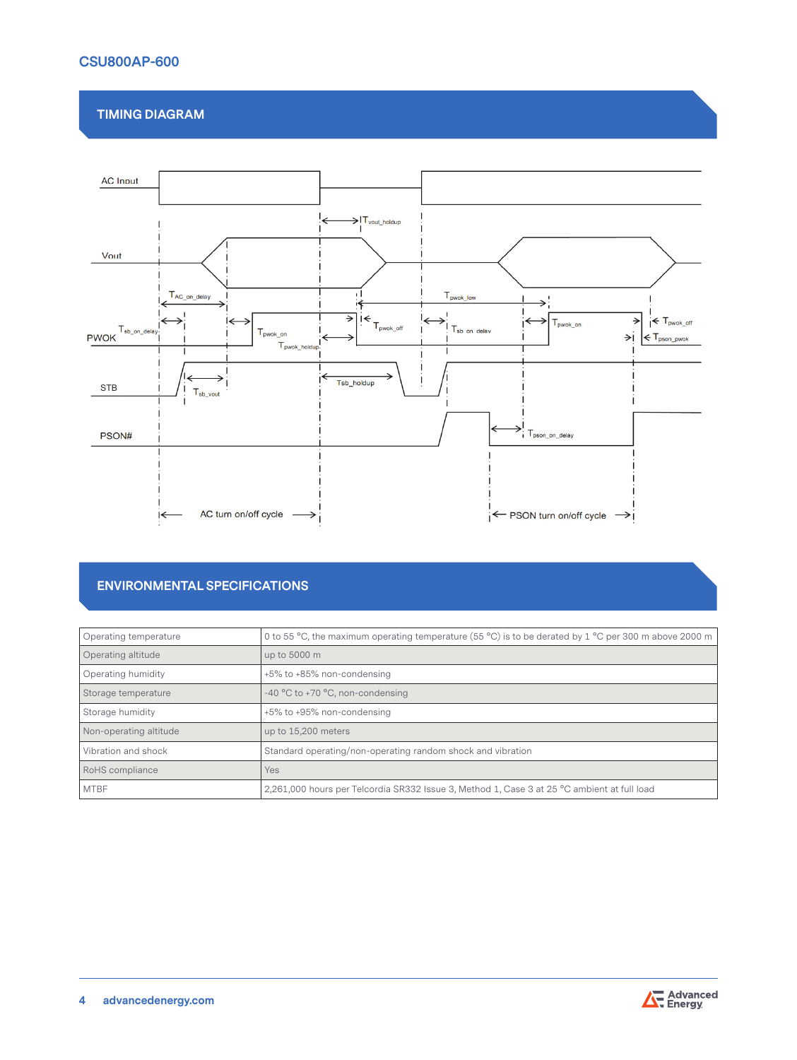## TIMING DIAGRAM

AC Input

Vout

PWOK

STB

PSON#

$T_{vout\_holdup}$

$T_{AC\_on\_delay}$

$T_{sb\_on\_delay}$

$T_{pwok\_on}$

$T_{pwok\_holdup}$

$T_{pwok\_low}$

$T_{pwok\_off}$

$T_{sb\_on\_delay}$

$T_{pwok\_on}$

$T_{pwok\_off}$

$T_{pson\_pwok}$

$T_{sb\_vout}$

Tsb_holdup

$T_{pson\_on\_delay}$

AC turn on/off cycle

PSON turn on/off cycle

## ENVIRONMENTAL SPECIFICATIONS

| Operating temperature | 0 to 55 °C, the maximum operating temperature (55 °C) is to be derated by 1 °C per 300 m above 2000 m |
|---|---|
| Operating altitude | up to 5000 m |
| Operating humidity | +5% to +85% non-condensing |
| Storage temperature | -40 °C to +70 °C, non-condensing |
| Storage humidity | +5% to +95% non-condensing |
| Non-operating altitude | up to 15,200 meters |
| Vibration and shock | Standard operating/non-operating random shock and vibration |
| RoHS compliance | Yes |
| MTBF | 2,261,000 hours per Telcordia SR332 Issue 3, Method 1, Case 3 at 25 °C ambient at full load |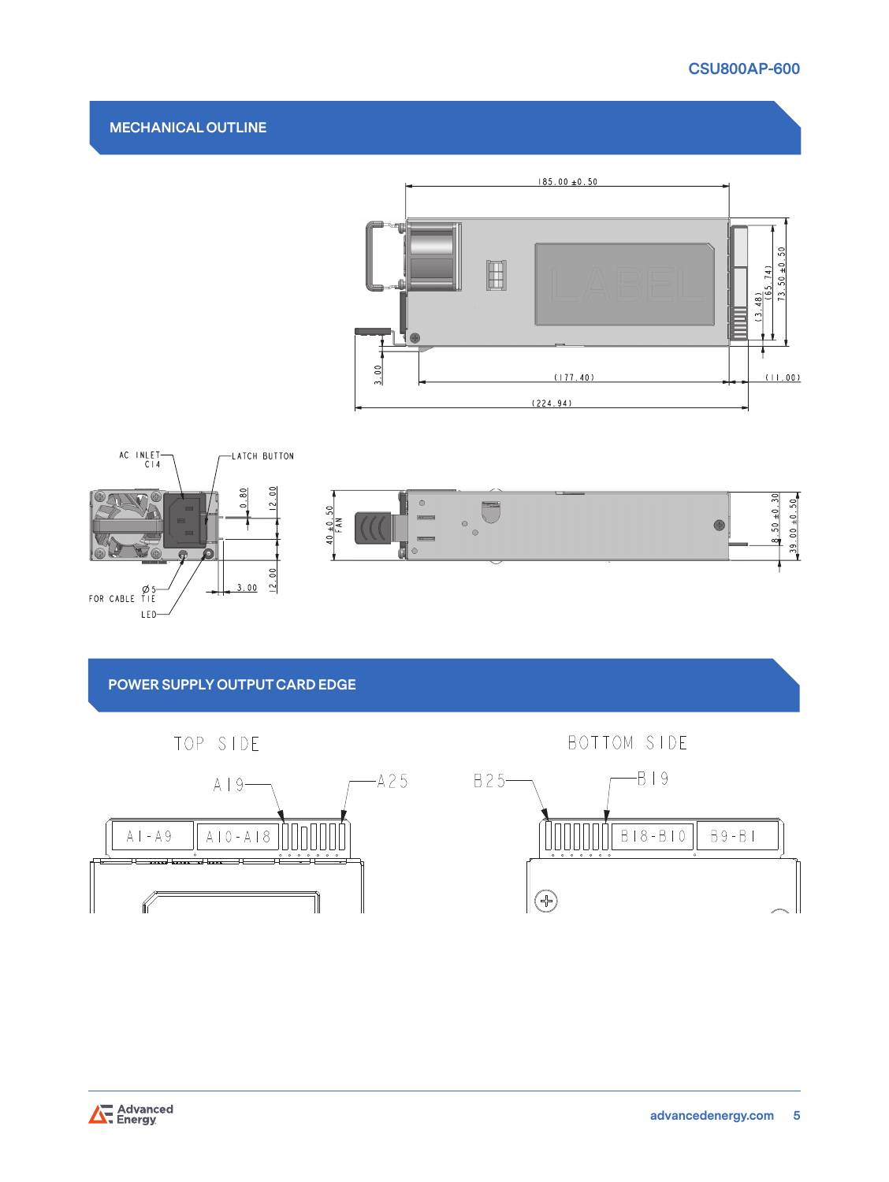## MECHANICAL OUTLINE

185.00 ±0.50

LABEL

(3.48)

(65.74)

73.50 ±0.50

3.00

(177.40)

(11.00)

(224.94)

AC INLET C14

LATCH BUTTON

0.80

12.00

12.00

3.00

Ø5 FOR CABLE TIE

LED

40 ±0.50 FAN

8.50 ±0.30

39.00 ±0.50

## POWER SUPPLY OUTPUT CARD EDGE

TOP SIDE

A19

A25

A1-A9

A10-A18

BOTTOM SIDE

B25

B19

B18-B10

B9-B1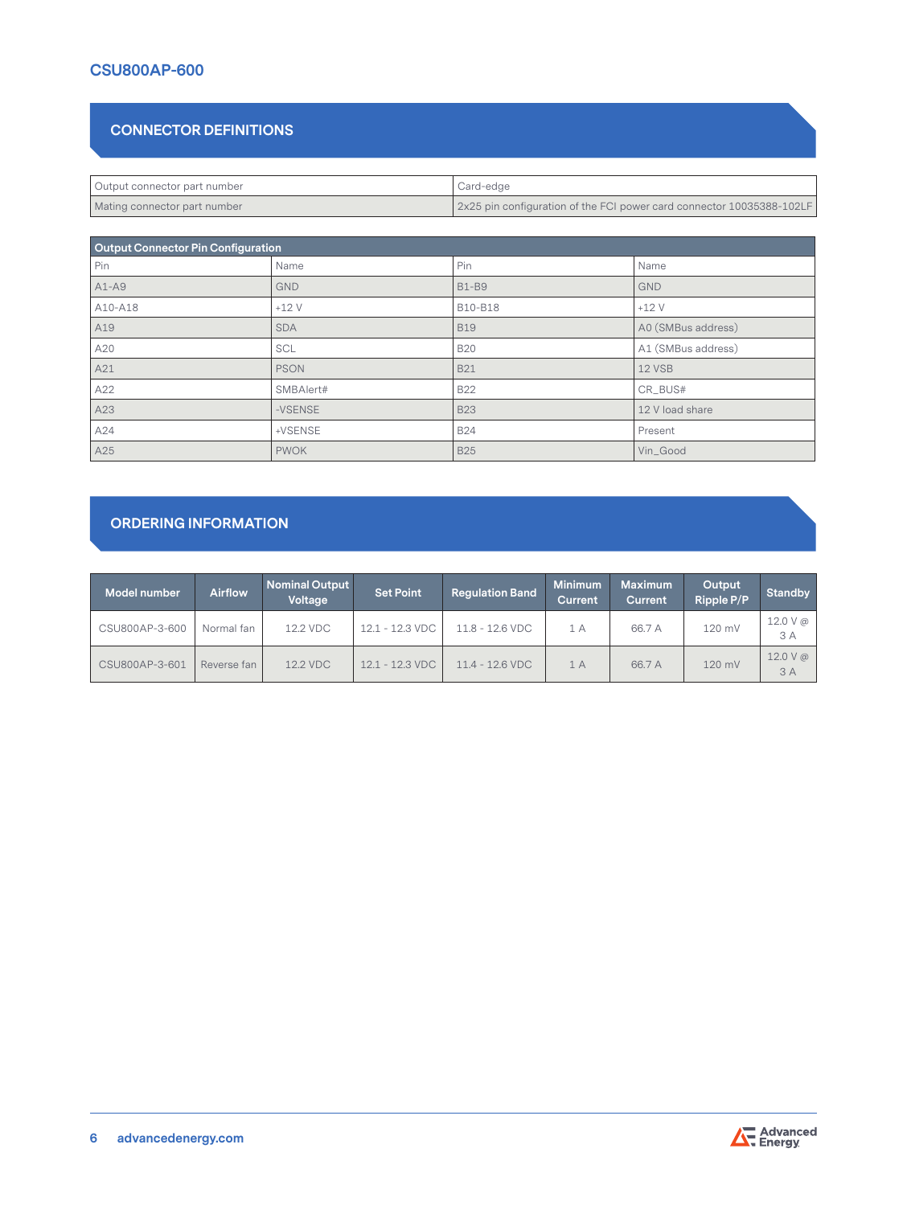## CONNECTOR DEFINITIONS

| Output connector part number | Card-edge |
| --- | --- |
| Mating connector part number | 2x25 pin configuration of the FCI power card connector 10035388-102LF |

**Output Connector Pin Configuration**

| Pin | Name | Pin | Name |
| --- | --- | --- | --- |
| A1-A9 | GND | B1-B9 | GND |
| A10-A18 | +12 V | B10-B18 | +12 V |
| A19 | SDA | B19 | A0 (SMBus address) |
| A20 | SCL | B20 | A1 (SMBus address) |
| A21 | PSON | B21 | 12 VSB |
| A22 | SMBAlert# | B22 | CR_BUS# |
| A23 | -VSENSE | B23 | 12 V load share |
| A24 | +VSENSE | B24 | Present |
| A25 | PWOK | B25 | Vin_Good |

## ORDERING INFORMATION

| Model number | Airflow | Nominal Output Voltage | Set Point | Regulation Band | Minimum Current | Maximum Current | Output Ripple P/P | Standby |
| --- | --- | --- | --- | --- | --- | --- | --- | --- |
| CSU800AP-3-600 | Normal fan | 12.2 VDC | 12.1 - 12.3 VDC | 11.8 - 12.6 VDC | 1 A | 66.7 A | 120 mV | 12.0 V @ 3 A |
| CSU800AP-3-601 | Reverse fan | 12.2 VDC | 12.1 - 12.3 VDC | 11.4 - 12.6 VDC | 1 A | 66.7 A | 120 mV | 12.0 V @ 3 A |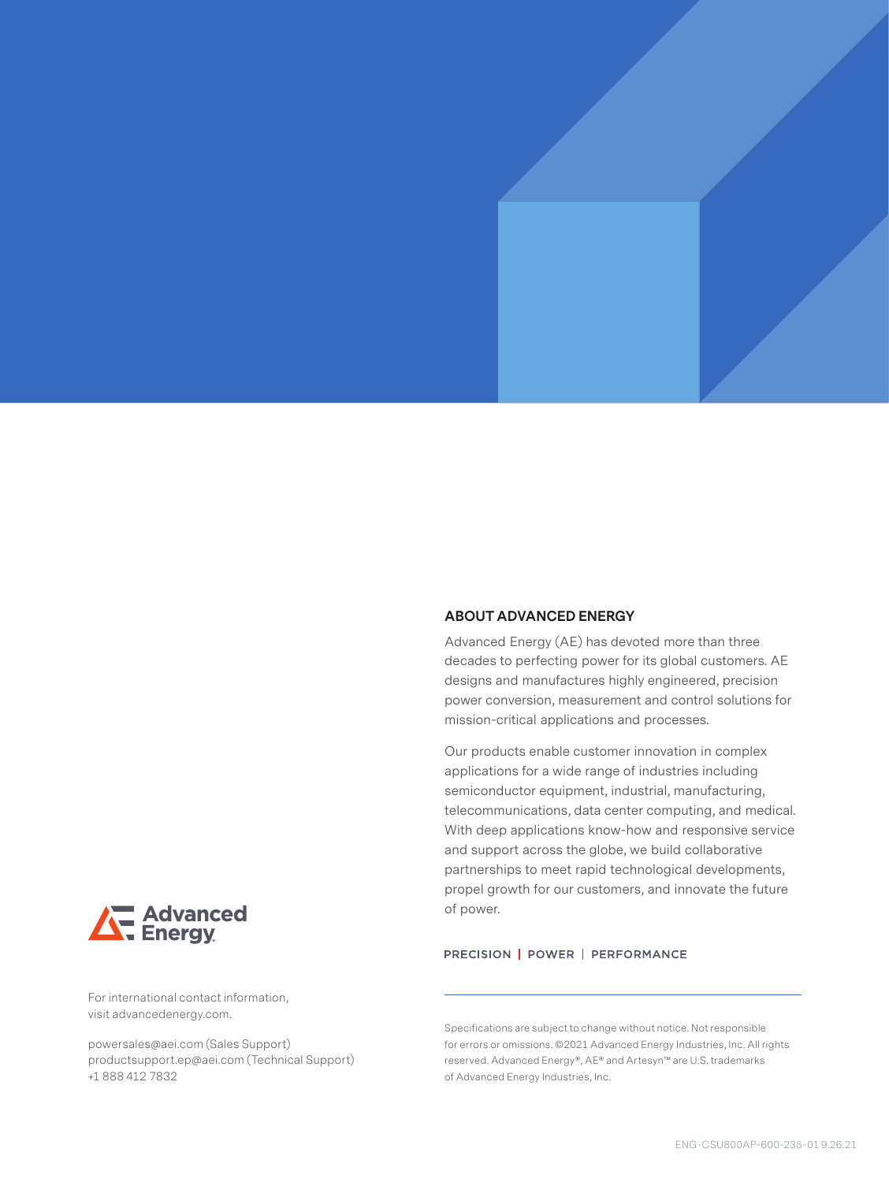## ABOUT ADVANCED ENERGY

Advanced Energy (AE) has devoted more than three decades to perfecting power for its global customers. AE designs and manufactures highly engineered, precision power conversion, measurement and control solutions for mission-critical applications and processes.

Our products enable customer innovation in complex applications for a wide range of industries including semiconductor equipment, industrial, manufacturing, telecommunications, data center computing, and medical. With deep applications know-how and responsive service and support across the globe, we build collaborative partnerships to meet rapid technological developments, propel growth for our customers, and innovate the future of power.

PRECISION | POWER | PERFORMANCE

Advanced Energy

For international contact information, visit advancedenergy.com.

powersales@aei.com (Sales Support)
productsupport.ep@aei.com (Technical Support)
+1 888 412 7832

Specifications are subject to change without notice. Not responsible for errors or omissions. ©2021 Advanced Energy Industries, Inc. All rights reserved. Advanced Energy®, AE® and Artesyn™ are U.S. trademarks of Advanced Energy Industries, Inc.

ENG-CSU800AP-600-235-01 9.26.21